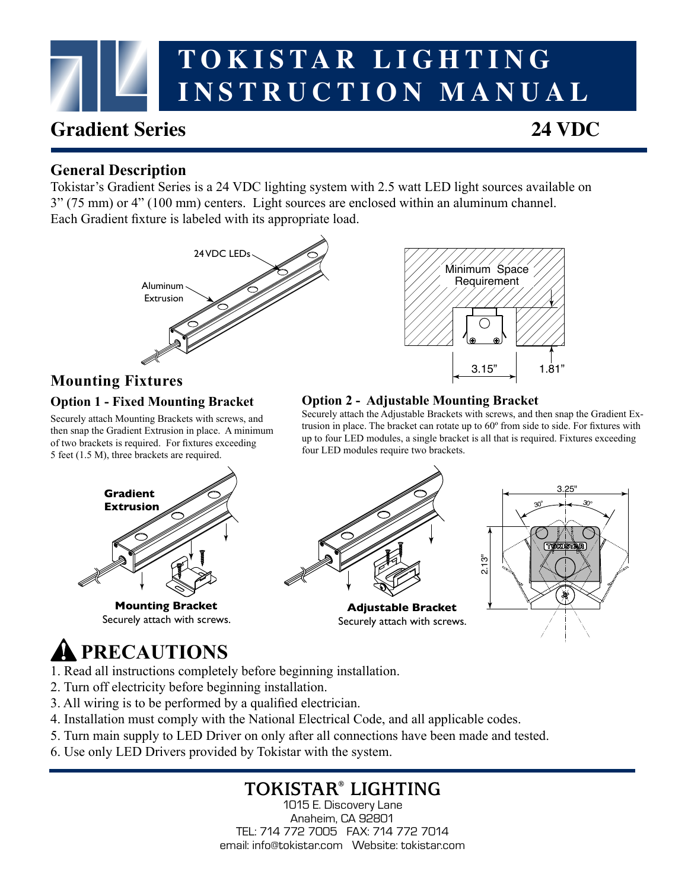# TOKISTAR LIGHTING INSTRUCTION MANUAL

## Gradient Series 24 VDC

### General Description

Tokistar's Gradient Series is a 24 VDC lighting system with 2.5 watt LED light sources available on 3" (75 mm) or 4" (100 mm) centers. Light sources are enclosed within an aluminum channel. Each Gradient fixture is labeled with its appropriate load.

24 VDC LEDs

Aluminum Extrusion

Minimum Space Requirement

3.15" 1.81"

### Mounting Fixtures

#### Option 1 - Fixed Mounting Bracket

Securely attach Mounting Brackets with screws, and then snap the Gradient Extrusion in place. A minimum of two brackets is required. For fixtures exceeding 5 feet (1.5 M), three brackets are required.

**Gradient Extrusion**

**Mounting Bracket**
Securely attach with screws.

#### Option 2 - Adjustable Mounting Bracket

Securely attach the Adjustable Brackets with screws, and then snap the Gradient Extrusion in place. The bracket can rotate up to 60º from side to side. For fixtures with up to four LED modules, a single bracket is all that is required. Fixtures exceeding four LED modules require two brackets.

**Adjustable Bracket**
Securely attach with screws.

3.25" 30° 30° 2.13"

## PRECAUTIONS

1. Read all instructions completely before beginning installation.
2. Turn off electricity before beginning installation.
3. All wiring is to be performed by a qualified electrician.
4. Installation must comply with the National Electrical Code, and all applicable codes.
5. Turn main supply to LED Driver on only after all connections have been made and tested.
6. Use only LED Drivers provided by Tokistar with the system.

**TOKISTAR® LIGHTING**
1015 E. Discovery Lane
Anaheim, CA 92801
TEL: 714 772 7005 FAX: 714 772 7014
email: info@tokistar.com Website: tokistar.com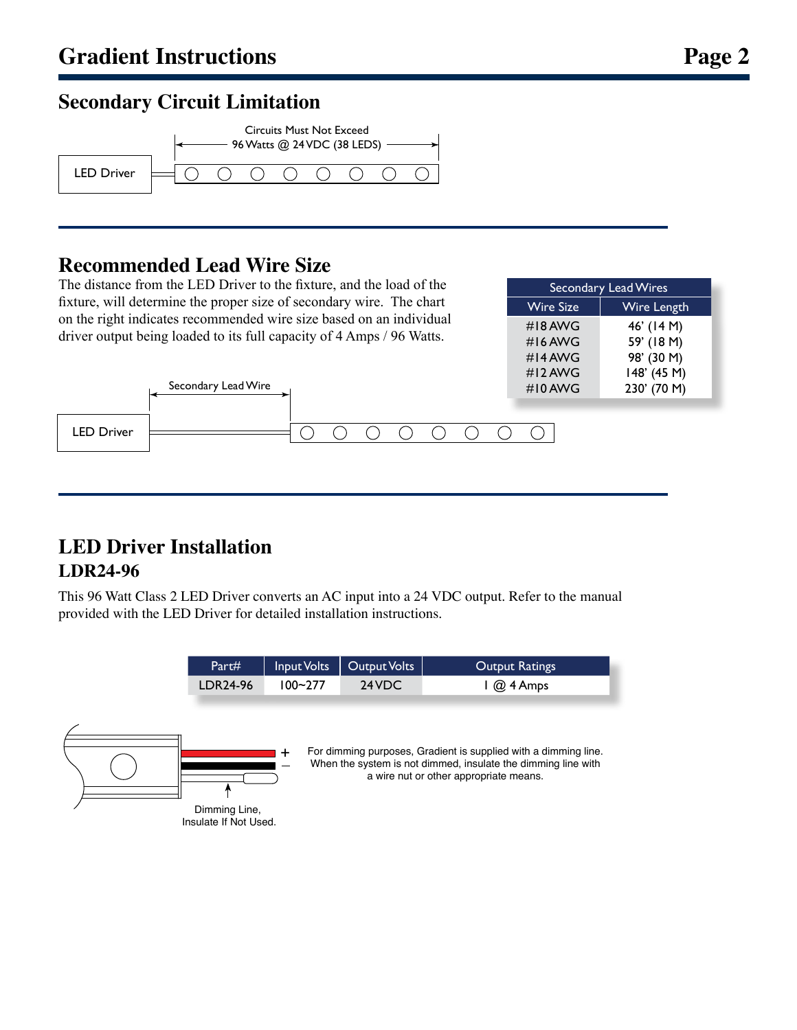## Secondary Circuit Limitation

Circuits Must Not Exceed 96 Watts @ 24 VDC (38 LEDS)

LED Driver

## Recommended Lead Wire Size

The distance from the LED Driver to the fixture, and the load of the fixture, will determine the proper size of secondary wire. The chart on the right indicates recommended wire size based on an individual driver output being loaded to its full capacity of 4 Amps / 96 Watts.

| Secondary Lead Wires | |
|---|---|
| Wire Size | Wire Length |
| #18 AWG | 46' (14 M) |
| #16 AWG | 59' (18 M) |
| #14 AWG | 98' (30 M) |
| #12 AWG | 148' (45 M) |
| #10 AWG | 230' (70 M) |

Secondary Lead Wire

LED Driver

## LED Driver Installation

### LDR24-96

This 96 Watt Class 2 LED Driver converts an AC input into a 24 VDC output. Refer to the manual provided with the LED Driver for detailed installation instructions.

| Part# | Input Volts | Output Volts | Output Ratings |
|---|---|---|---|
| LDR24-96 | 100~277 | 24 VDC | 1 @ 4 Amps |

+

–

Dimming Line, Insulate If Not Used.

For dimming purposes, Gradient is supplied with a dimming line. When the system is not dimmed, insulate the dimming line with a wire nut or other appropriate means.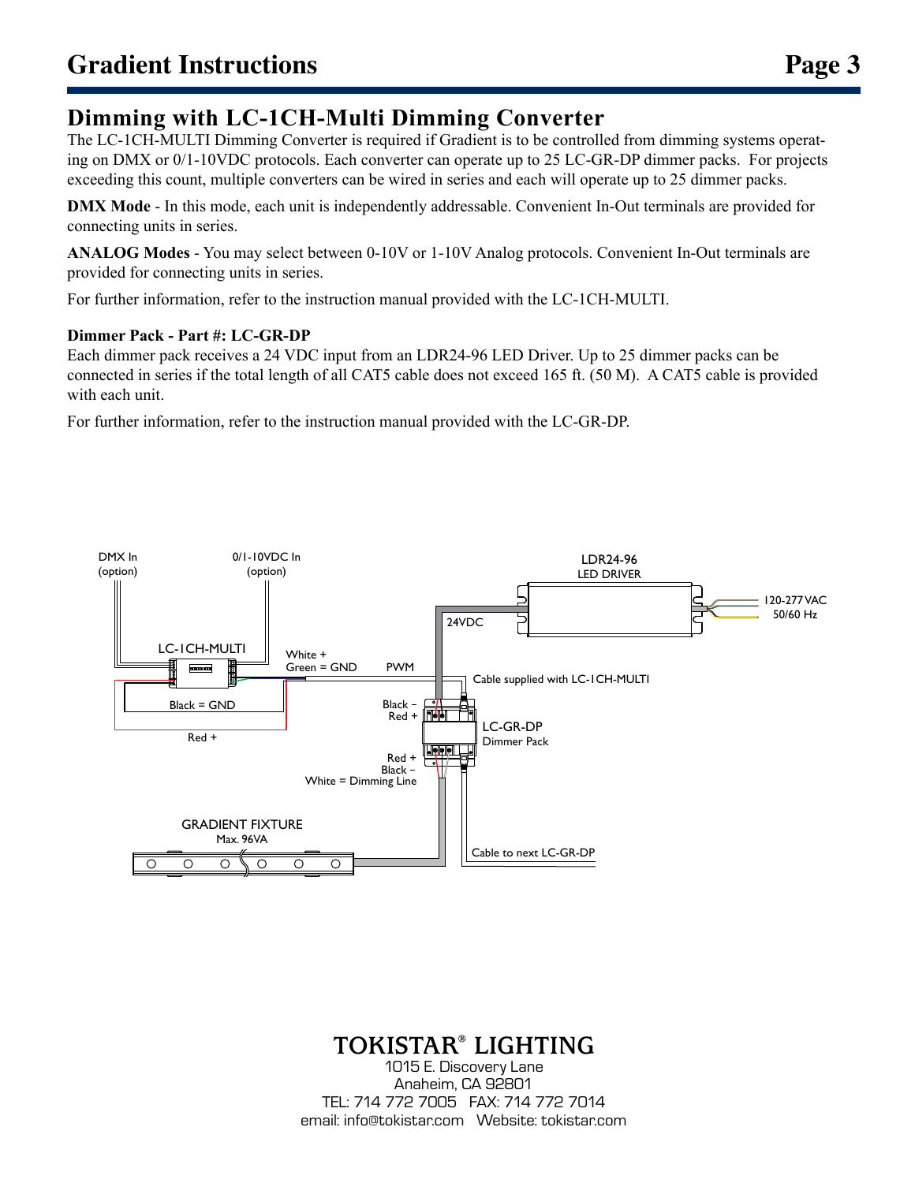## Dimming with LC-1CH-Multi Dimming Converter

The LC-1CH-MULTI Dimming Converter is required if Gradient is to be controlled from dimming systems operating on DMX or 0/1-10VDC protocols. Each converter can operate up to 25 LC-GR-DP dimmer packs. For projects exceeding this count, multiple converters can be wired in series and each will operate up to 25 dimmer packs.

**DMX Mode** - In this mode, each unit is independently addressable. Convenient In-Out terminals are provided for connecting units in series.

**ANALOG Modes** - You may select between 0-10V or 1-10V Analog protocols. Convenient In-Out terminals are provided for connecting units in series.

For further information, refer to the instruction manual provided with the LC-1CH-MULTI.

**Dimmer Pack - Part #: LC-GR-DP**

Each dimmer pack receives a 24 VDC input from an LDR24-96 LED Driver. Up to 25 dimmer packs can be connected in series if the total length of all CAT5 cable does not exceed 165 ft. (50 M). A CAT5 cable is provided with each unit.

For further information, refer to the instruction manual provided with the LC-GR-DP.

DMX In (option)

0/1-10VDC In (option)

LDR24-96 LED DRIVER

120-277VAC 50/60 Hz

24VDC

LC-1CH-MULTI

White + Green = GND

PWM

Cable supplied with LC-1CH-MULTI

Black = GND

Red +

Black – Red +

LC-GR-DP Dimmer Pack

Red + Black – White = Dimming Line

GRADIENT FIXTURE Max. 96VA

Cable to next LC-GR-DP

**TOKISTAR® LIGHTING**
1015 E. Discovery Lane
Anaheim, CA 92801
TEL: 714 772 7005 FAX: 714 772 7014
email: info@tokistar.com Website: tokistar.com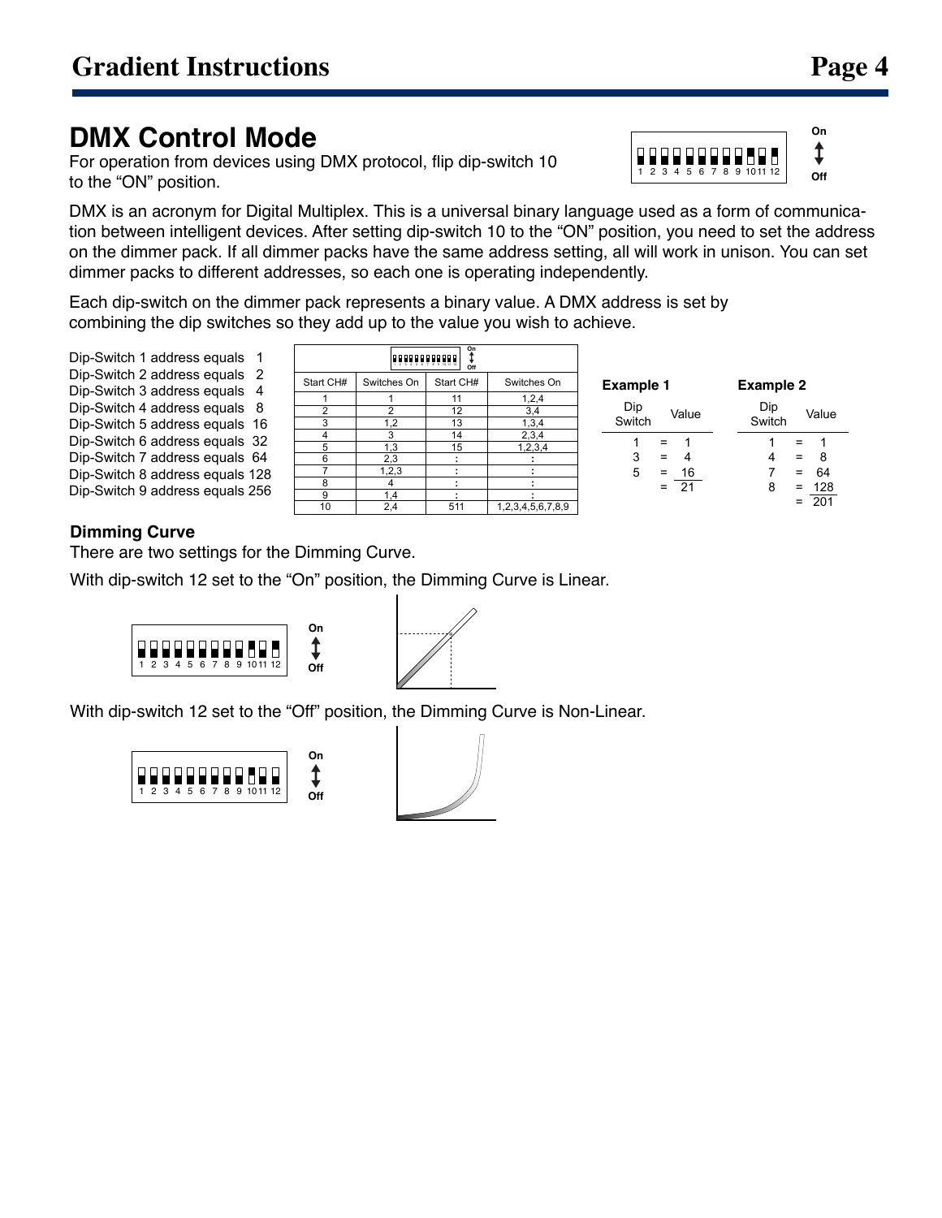# DMX Control Mode

For operation from devices using DMX protocol, flip dip-switch 10 to the “ON” position.

DMX is an acronym for Digital Multiplex. This is a universal binary language used as a form of communication between intelligent devices. After setting dip-switch 10 to the “ON” position, you need to set the address on the dimmer pack. If all dimmer packs have the same address setting, all will work in unison. You can set dimmer packs to different addresses, so each one is operating independently.

Each dip-switch on the dimmer pack represents a binary value. A DMX address is set by combining the dip switches so they add up to the value you wish to achieve.

Dip-Switch 1 address equals 1
Dip-Switch 2 address equals 2
Dip-Switch 3 address equals 4
Dip-Switch 4 address equals 8
Dip-Switch 5 address equals 16
Dip-Switch 6 address equals 32
Dip-Switch 7 address equals 64
Dip-Switch 8 address equals 128
Dip-Switch 9 address equals 256

| Start CH# | Switches On | Start CH# | Switches On |
|---|---|---|---|
| 1 | 1 | 11 | 1,2,4 |
| 2 | 2 | 12 | 3,4 |
| 3 | 1,2 | 13 | 1,3,4 |
| 4 | 3 | 14 | 2,3,4 |
| 5 | 1,3 | 15 | 1,2,3,4 |
| 6 | 2,3 | : | : |
| 7 | 1,2,3 | : | : |
| 8 | 4 | : | : |
| 9 | 1,4 | : | : |
| 10 | 2,4 | 511 | 1,2,3,4,5,6,7,8,9 |

**Example 1**

| Dip Switch | | Value |
|---|---|---|
| 1 | = | 1 |
| 3 | = | 4 |
| 5 | = | 16 |
| | = | 21 |

**Example 2**

| Dip Switch | | Value |
|---|---|---|
| 1 | = | 1 |
| 4 | = | 8 |
| 7 | = | 64 |
| 8 | = | 128 |
| | = | 201 |

### Dimming Curve

There are two settings for the Dimming Curve.

With dip-switch 12 set to the “On” position, the Dimming Curve is Linear.

With dip-switch 12 set to the “Off” position, the Dimming Curve is Non-Linear.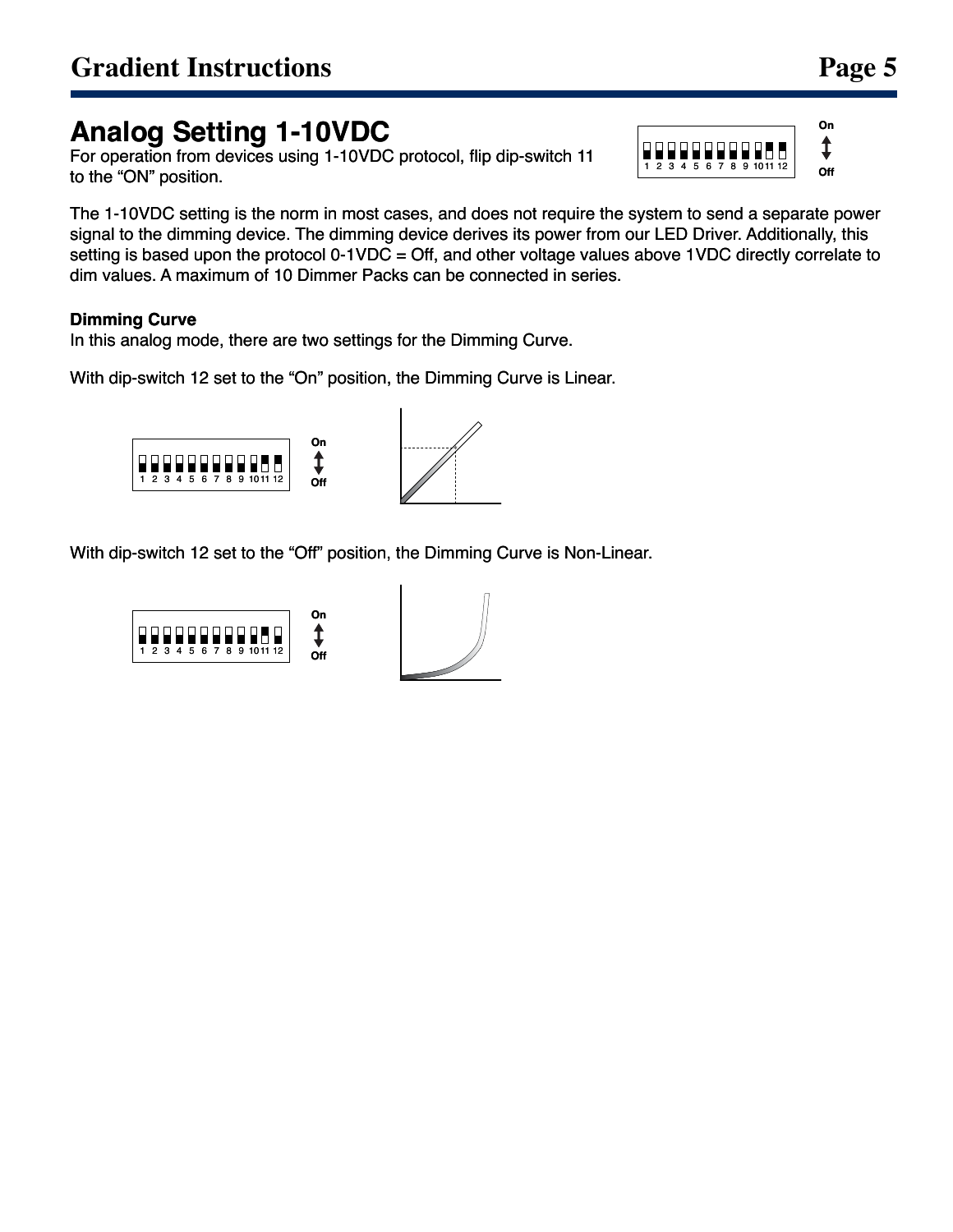## Analog Setting 1-10VDC

For operation from devices using 1-10VDC protocol, flip dip-switch 11 to the “ON” position.

The 1-10VDC setting is the norm in most cases, and does not require the system to send a separate power signal to the dimming device. The dimming device derives its power from our LED Driver. Additionally, this setting is based upon the protocol 0-1VDC = Off, and other voltage values above 1VDC directly correlate to dim values. A maximum of 10 Dimmer Packs can be connected in series.

**Dimming Curve**

In this analog mode, there are two settings for the Dimming Curve.

With dip-switch 12 set to the “On” position, the Dimming Curve is Linear.

With dip-switch 12 set to the “Off” position, the Dimming Curve is Non-Linear.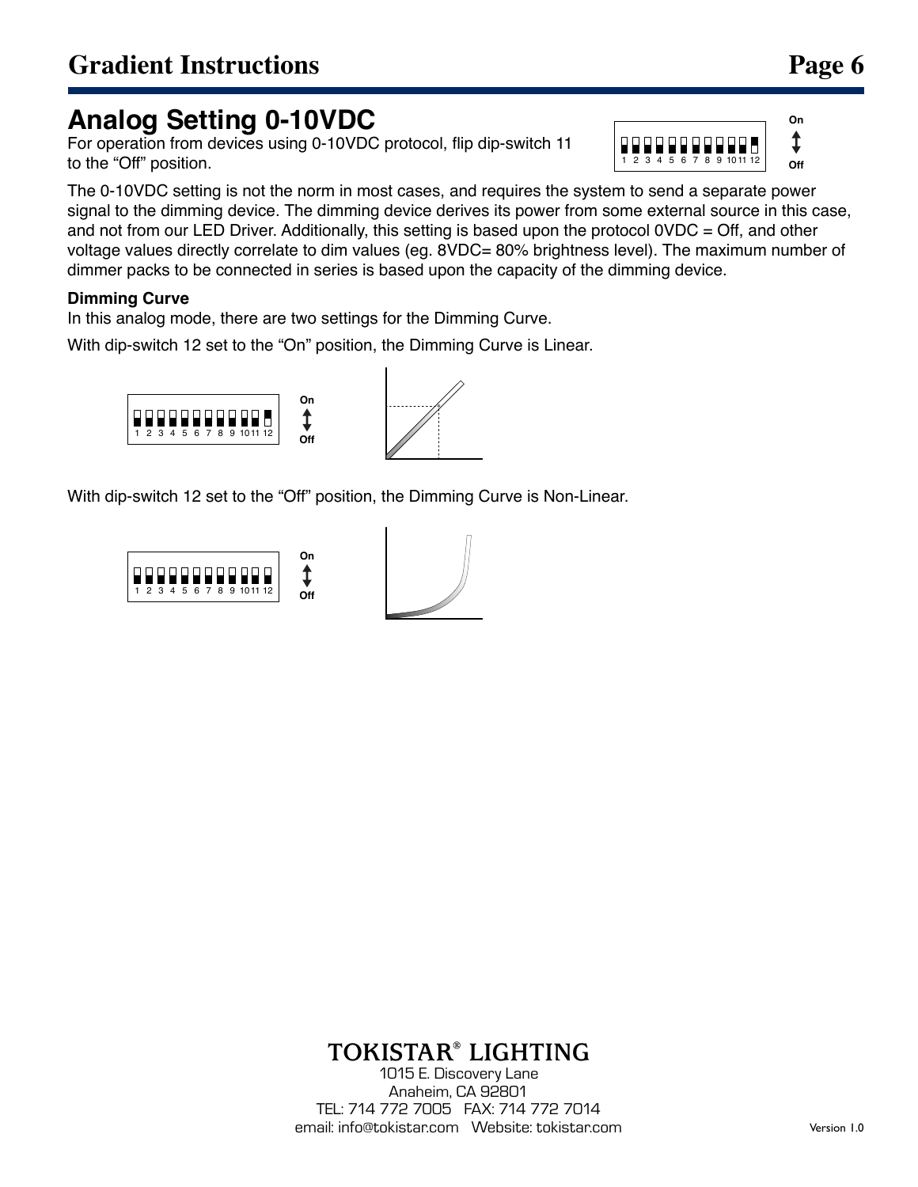## Analog Setting 0-10VDC

For operation from devices using 0-10VDC protocol, flip dip-switch 11 to the "Off" position.

1 2 3 4 5 6 7 8 9 10 11 12

On

Off

The 0-10VDC setting is not the norm in most cases, and requires the system to send a separate power signal to the dimming device. The dimming device derives its power from some external source in this case, and not from our LED Driver. Additionally, this setting is based upon the protocol 0VDC = Off, and other voltage values directly correlate to dim values (eg. 8VDC= 80% brightness level). The maximum number of dimmer packs to be connected in series is based upon the capacity of the dimming device.

**Dimming Curve**

In this analog mode, there are two settings for the Dimming Curve.

With dip-switch 12 set to the "On" position, the Dimming Curve is Linear.

1 2 3 4 5 6 7 8 9 10 11 12

On

Off

With dip-switch 12 set to the "Off" position, the Dimming Curve is Non-Linear.

1 2 3 4 5 6 7 8 9 10 11 12

On

Off

**TOKISTAR® LIGHTING**

1015 E. Discovery Lane
Anaheim, CA 92801
TEL: 714 772 7005 FAX: 714 772 7014
email: info@tokistar.com Website: tokistar.com

Version 1.0